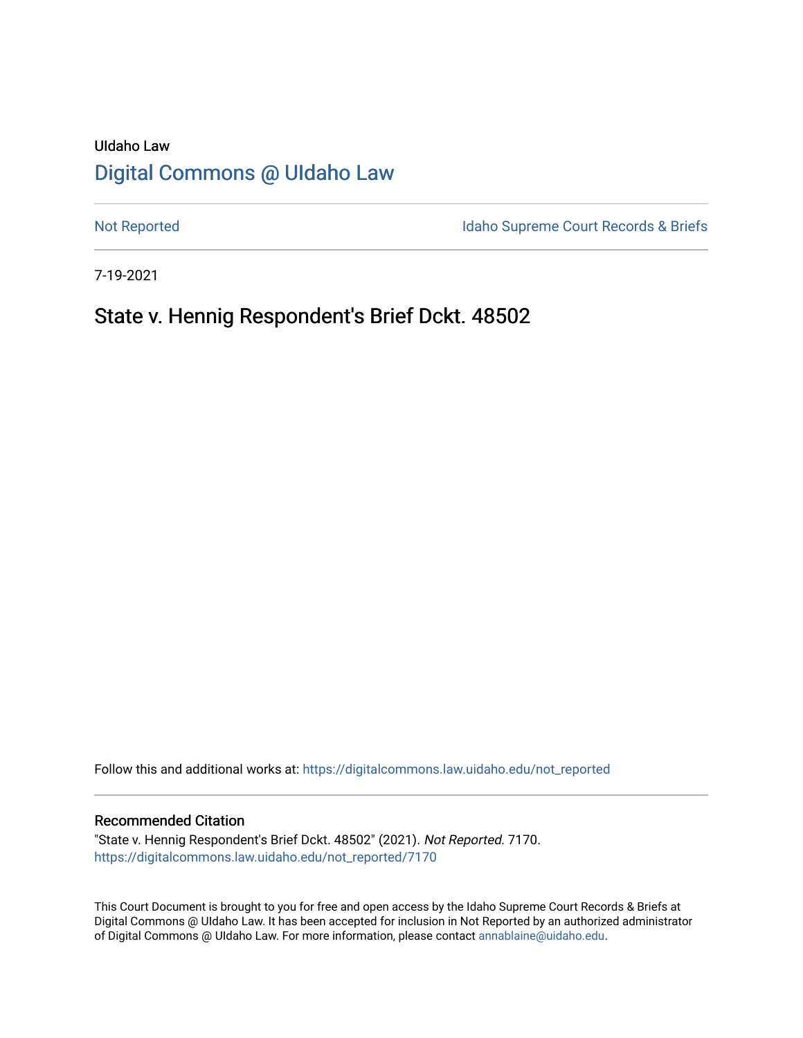UIdaho Law

# [Digital Commons @ UIdaho Law](https://digitalcommons.law.uidaho.edu/)

[Not Reported](https://digitalcommons.law.uidaho.edu/not_reported) | [Idaho Supreme Court Records & Briefs](https://digitalcommons.law.uidaho.edu/idaho_supreme_court_records_briefs)

7-19-2021

## State v. Hennig Respondent's Brief Dckt. 48502

Follow this and additional works at: [https://digitalcommons.law.uidaho.edu/not_reported](https://digitalcommons.law.uidaho.edu/not_reported)

### Recommended Citation

"State v. Hennig Respondent's Brief Dckt. 48502" (2021). *Not Reported*. 7170.
[https://digitalcommons.law.uidaho.edu/not_reported/7170](https://digitalcommons.law.uidaho.edu/not_reported/7170)

This Court Document is brought to you for free and open access by the Idaho Supreme Court Records & Briefs at Digital Commons @ UIdaho Law. It has been accepted for inclusion in Not Reported by an authorized administrator of Digital Commons @ UIdaho Law. For more information, please contact [annablaine@uidaho.edu](mailto:annablaine@uidaho.edu).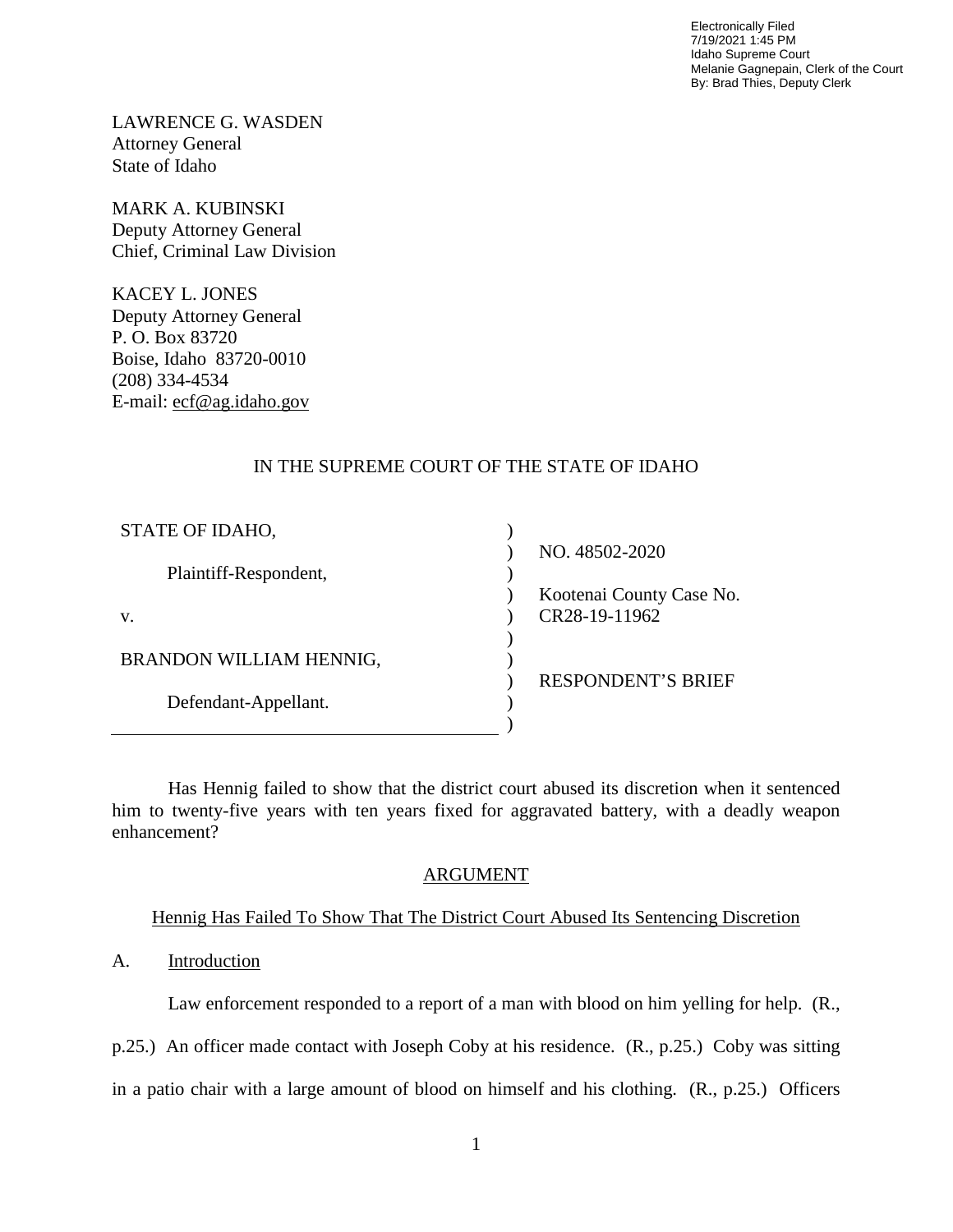Electronically Filed
7/19/2021 1:45 PM
Idaho Supreme Court
Melanie Gagnepain, Clerk of the Court
By: Brad Thies, Deputy Clerk

LAWRENCE G. WASDEN
Attorney General
State of Idaho

MARK A. KUBINSKI
Deputy Attorney General
Chief, Criminal Law Division

KACEY L. JONES
Deputy Attorney General
P. O. Box 83720
Boise, Idaho 83720-0010
(208) 334-4534
E-mail: ecf@ag.idaho.gov

IN THE SUPREME COURT OF THE STATE OF IDAHO

| | | |
|---|---|---|
| STATE OF IDAHO, | ) | |
| | ) | NO. 48502-2020 |
| Plaintiff-Respondent, | ) | |
| | ) | Kootenai County Case No. |
| v. | ) | CR28-19-11962 |
| | ) | |
| BRANDON WILLIAM HENNIG, | ) | |
| | ) | RESPONDENT'S BRIEF |
| Defendant-Appellant. | ) | |
| | ) | |

Has Hennig failed to show that the district court abused its discretion when it sentenced him to twenty-five years with ten years fixed for aggravated battery, with a deadly weapon enhancement?

## ARGUMENT

### Hennig Has Failed To Show That The District Court Abused Its Sentencing Discretion

A. Introduction

Law enforcement responded to a report of a man with blood on him yelling for help. (R., p.25.) An officer made contact with Joseph Coby at his residence. (R., p.25.) Coby was sitting in a patio chair with a large amount of blood on himself and his clothing. (R., p.25.) Officers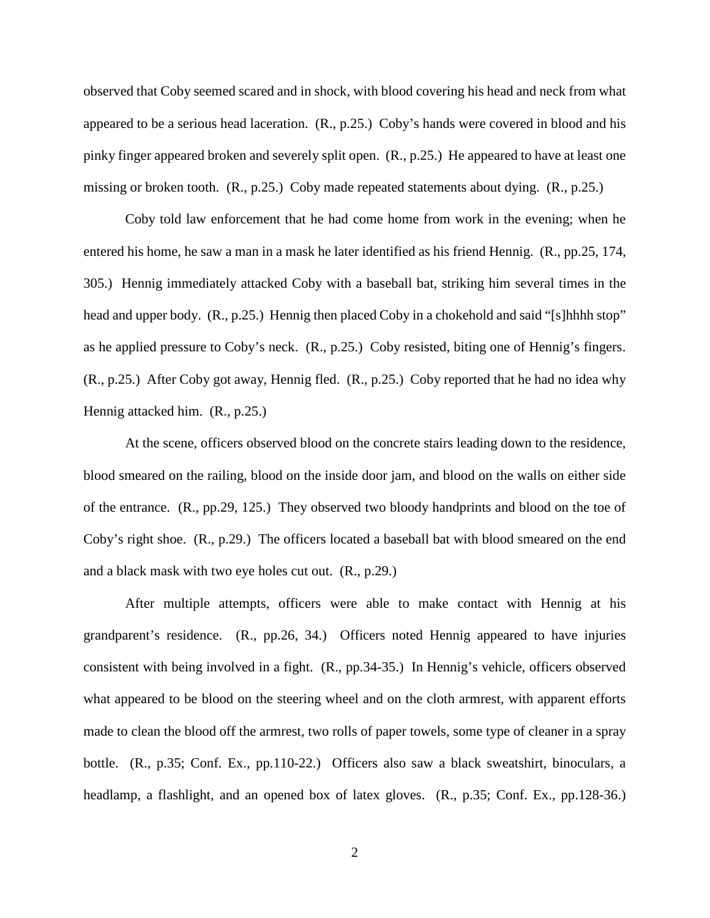observed that Coby seemed scared and in shock, with blood covering his head and neck from what appeared to be a serious head laceration. (R., p.25.) Coby's hands were covered in blood and his pinky finger appeared broken and severely split open. (R., p.25.) He appeared to have at least one missing or broken tooth. (R., p.25.) Coby made repeated statements about dying. (R., p.25.)

Coby told law enforcement that he had come home from work in the evening; when he entered his home, he saw a man in a mask he later identified as his friend Hennig. (R., pp.25, 174, 305.) Hennig immediately attacked Coby with a baseball bat, striking him several times in the head and upper body. (R., p.25.) Hennig then placed Coby in a chokehold and said "[s]hhhh stop" as he applied pressure to Coby's neck. (R., p.25.) Coby resisted, biting one of Hennig's fingers. (R., p.25.) After Coby got away, Hennig fled. (R., p.25.) Coby reported that he had no idea why Hennig attacked him. (R., p.25.)

At the scene, officers observed blood on the concrete stairs leading down to the residence, blood smeared on the railing, blood on the inside door jam, and blood on the walls on either side of the entrance. (R., pp.29, 125.) They observed two bloody handprints and blood on the toe of Coby's right shoe. (R., p.29.) The officers located a baseball bat with blood smeared on the end and a black mask with two eye holes cut out. (R., p.29.)

After multiple attempts, officers were able to make contact with Hennig at his grandparent's residence. (R., pp.26, 34.) Officers noted Hennig appeared to have injuries consistent with being involved in a fight. (R., pp.34-35.) In Hennig's vehicle, officers observed what appeared to be blood on the steering wheel and on the cloth armrest, with apparent efforts made to clean the blood off the armrest, two rolls of paper towels, some type of cleaner in a spray bottle. (R., p.35; Conf. Ex., pp.110-22.) Officers also saw a black sweatshirt, binoculars, a headlamp, a flashlight, and an opened box of latex gloves. (R., p.35; Conf. Ex., pp.128-36.)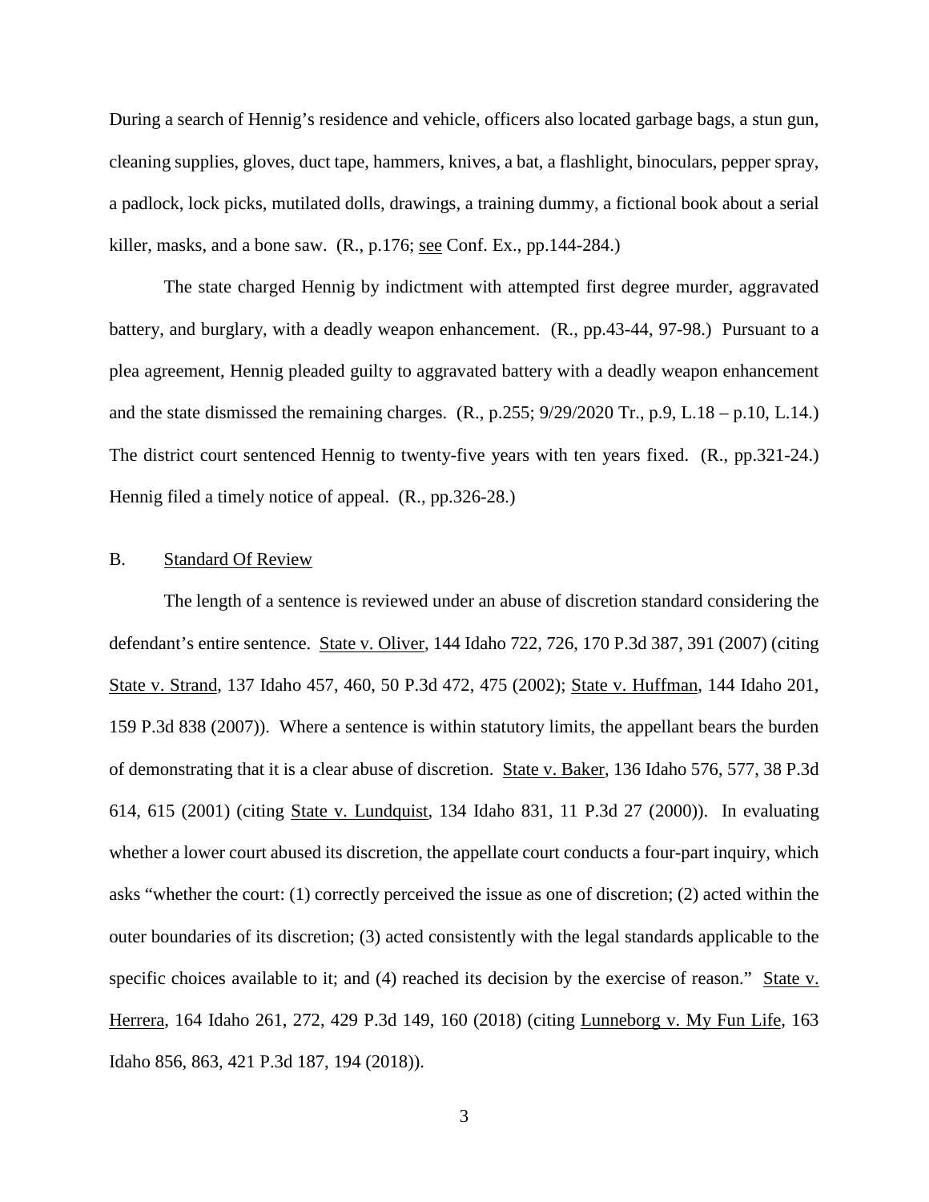During a search of Hennig's residence and vehicle, officers also located garbage bags, a stun gun, cleaning supplies, gloves, duct tape, hammers, knives, a bat, a flashlight, binoculars, pepper spray, a padlock, lock picks, mutilated dolls, drawings, a training dummy, a fictional book about a serial killer, masks, and a bone saw. (R., p.176; see Conf. Ex., pp.144-284.)

The state charged Hennig by indictment with attempted first degree murder, aggravated battery, and burglary, with a deadly weapon enhancement. (R., pp.43-44, 97-98.) Pursuant to a plea agreement, Hennig pleaded guilty to aggravated battery with a deadly weapon enhancement and the state dismissed the remaining charges. (R., p.255; 9/29/2020 Tr., p.9, L.18 – p.10, L.14.) The district court sentenced Hennig to twenty-five years with ten years fixed. (R., pp.321-24.) Hennig filed a timely notice of appeal. (R., pp.326-28.)

B. Standard Of Review

The length of a sentence is reviewed under an abuse of discretion standard considering the defendant's entire sentence. State v. Oliver, 144 Idaho 722, 726, 170 P.3d 387, 391 (2007) (citing State v. Strand, 137 Idaho 457, 460, 50 P.3d 472, 475 (2002); State v. Huffman, 144 Idaho 201, 159 P.3d 838 (2007)). Where a sentence is within statutory limits, the appellant bears the burden of demonstrating that it is a clear abuse of discretion. State v. Baker, 136 Idaho 576, 577, 38 P.3d 614, 615 (2001) (citing State v. Lundquist, 134 Idaho 831, 11 P.3d 27 (2000)). In evaluating whether a lower court abused its discretion, the appellate court conducts a four-part inquiry, which asks "whether the court: (1) correctly perceived the issue as one of discretion; (2) acted within the outer boundaries of its discretion; (3) acted consistently with the legal standards applicable to the specific choices available to it; and (4) reached its decision by the exercise of reason." State v. Herrera, 164 Idaho 261, 272, 429 P.3d 149, 160 (2018) (citing Lunneborg v. My Fun Life, 163 Idaho 856, 863, 421 P.3d 187, 194 (2018)).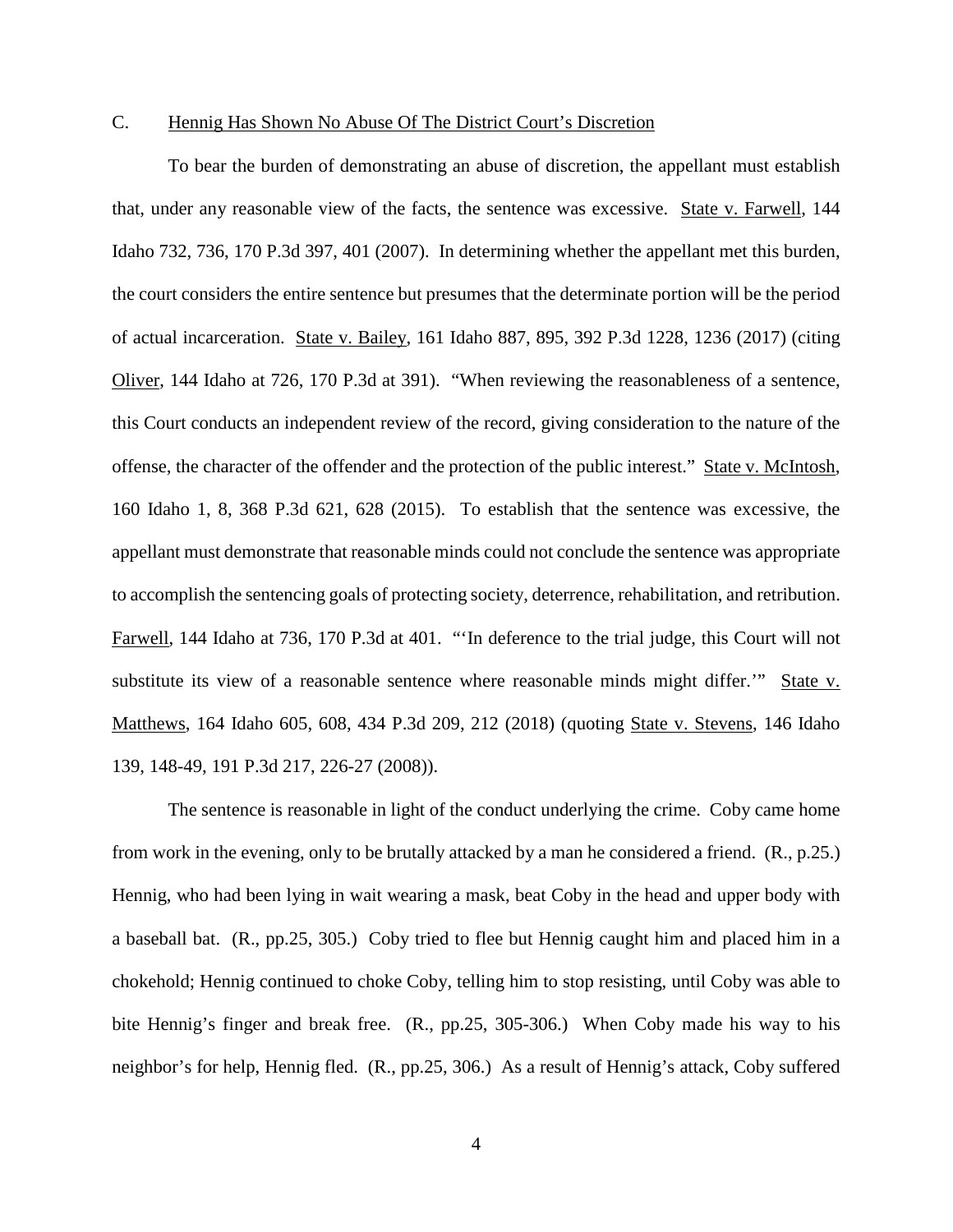### C. Hennig Has Shown No Abuse Of The District Court's Discretion

To bear the burden of demonstrating an abuse of discretion, the appellant must establish that, under any reasonable view of the facts, the sentence was excessive. State v. Farwell, 144 Idaho 732, 736, 170 P.3d 397, 401 (2007). In determining whether the appellant met this burden, the court considers the entire sentence but presumes that the determinate portion will be the period of actual incarceration. State v. Bailey, 161 Idaho 887, 895, 392 P.3d 1228, 1236 (2017) (citing Oliver, 144 Idaho at 726, 170 P.3d at 391). "When reviewing the reasonableness of a sentence, this Court conducts an independent review of the record, giving consideration to the nature of the offense, the character of the offender and the protection of the public interest." State v. McIntosh, 160 Idaho 1, 8, 368 P.3d 621, 628 (2015). To establish that the sentence was excessive, the appellant must demonstrate that reasonable minds could not conclude the sentence was appropriate to accomplish the sentencing goals of protecting society, deterrence, rehabilitation, and retribution. Farwell, 144 Idaho at 736, 170 P.3d at 401. "'In deference to the trial judge, this Court will not substitute its view of a reasonable sentence where reasonable minds might differ.'" State v. Matthews, 164 Idaho 605, 608, 434 P.3d 209, 212 (2018) (quoting State v. Stevens, 146 Idaho 139, 148-49, 191 P.3d 217, 226-27 (2008)).

The sentence is reasonable in light of the conduct underlying the crime. Coby came home from work in the evening, only to be brutally attacked by a man he considered a friend. (R., p.25.) Hennig, who had been lying in wait wearing a mask, beat Coby in the head and upper body with a baseball bat. (R., pp.25, 305.) Coby tried to flee but Hennig caught him and placed him in a chokehold; Hennig continued to choke Coby, telling him to stop resisting, until Coby was able to bite Hennig's finger and break free. (R., pp.25, 305-306.) When Coby made his way to his neighbor's for help, Hennig fled. (R., pp.25, 306.) As a result of Hennig's attack, Coby suffered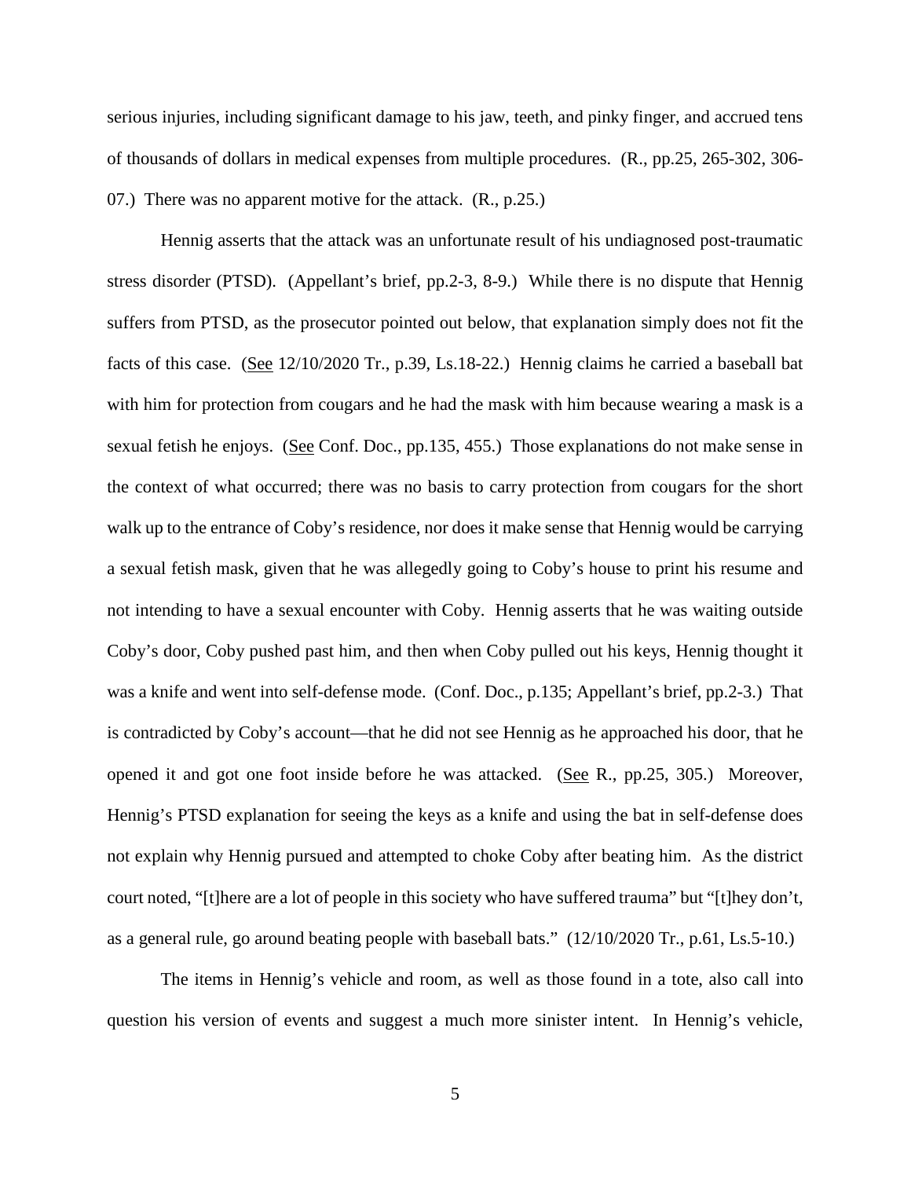serious injuries, including significant damage to his jaw, teeth, and pinky finger, and accrued tens of thousands of dollars in medical expenses from multiple procedures. (R., pp.25, 265-302, 306-07.) There was no apparent motive for the attack. (R., p.25.)

Hennig asserts that the attack was an unfortunate result of his undiagnosed post-traumatic stress disorder (PTSD). (Appellant's brief, pp.2-3, 8-9.) While there is no dispute that Hennig suffers from PTSD, as the prosecutor pointed out below, that explanation simply does not fit the facts of this case. (See 12/10/2020 Tr., p.39, Ls.18-22.) Hennig claims he carried a baseball bat with him for protection from cougars and he had the mask with him because wearing a mask is a sexual fetish he enjoys. (See Conf. Doc., pp.135, 455.) Those explanations do not make sense in the context of what occurred; there was no basis to carry protection from cougars for the short walk up to the entrance of Coby's residence, nor does it make sense that Hennig would be carrying a sexual fetish mask, given that he was allegedly going to Coby's house to print his resume and not intending to have a sexual encounter with Coby. Hennig asserts that he was waiting outside Coby's door, Coby pushed past him, and then when Coby pulled out his keys, Hennig thought it was a knife and went into self-defense mode. (Conf. Doc., p.135; Appellant's brief, pp.2-3.) That is contradicted by Coby's account—that he did not see Hennig as he approached his door, that he opened it and got one foot inside before he was attacked. (See R., pp.25, 305.) Moreover, Hennig's PTSD explanation for seeing the keys as a knife and using the bat in self-defense does not explain why Hennig pursued and attempted to choke Coby after beating him. As the district court noted, "[t]here are a lot of people in this society who have suffered trauma" but "[t]hey don't, as a general rule, go around beating people with baseball bats." (12/10/2020 Tr., p.61, Ls.5-10.)

The items in Hennig's vehicle and room, as well as those found in a tote, also call into question his version of events and suggest a much more sinister intent. In Hennig's vehicle,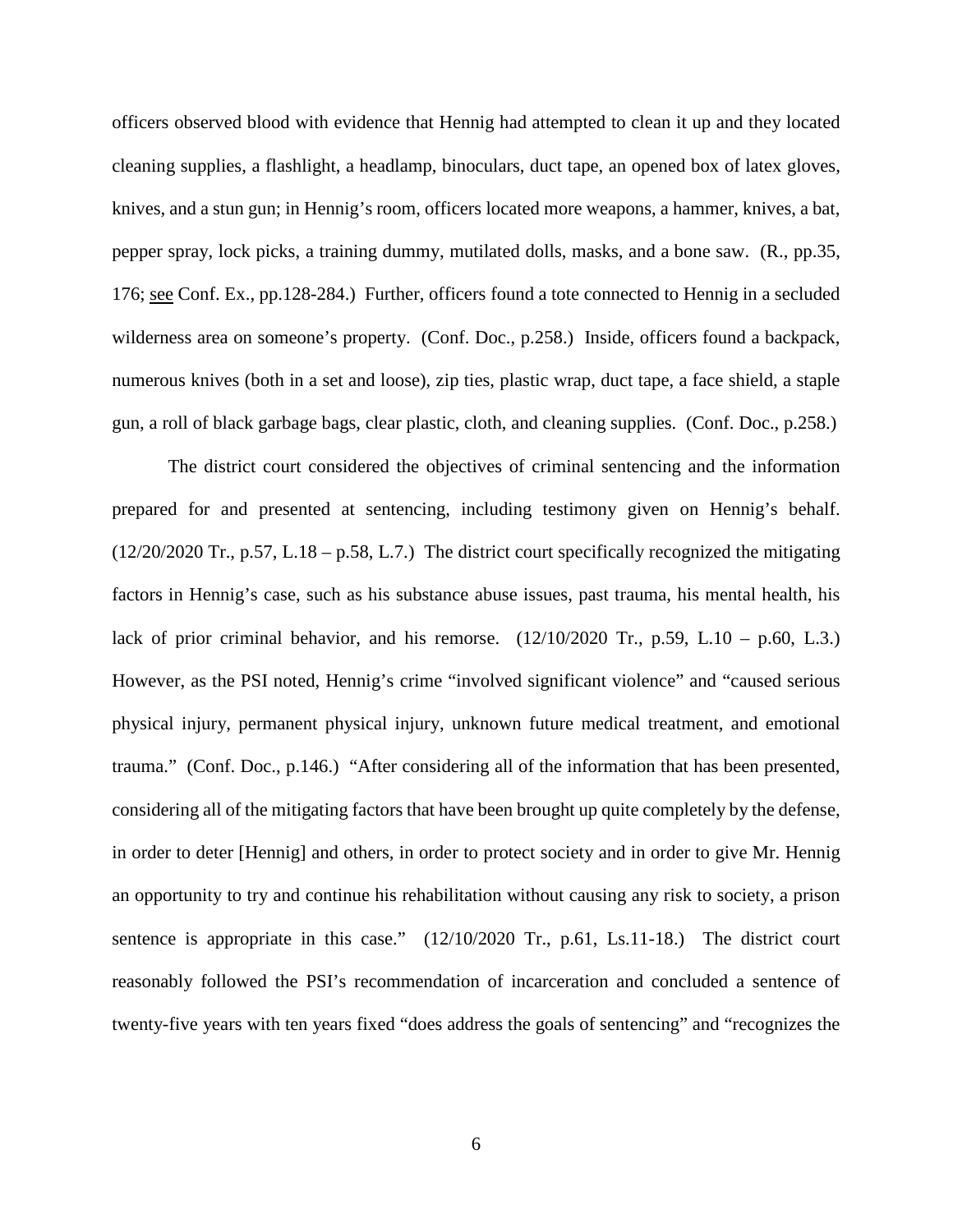officers observed blood with evidence that Hennig had attempted to clean it up and they located cleaning supplies, a flashlight, a headlamp, binoculars, duct tape, an opened box of latex gloves, knives, and a stun gun; in Hennig's room, officers located more weapons, a hammer, knives, a bat, pepper spray, lock picks, a training dummy, mutilated dolls, masks, and a bone saw. (R., pp.35, 176; see Conf. Ex., pp.128-284.) Further, officers found a tote connected to Hennig in a secluded wilderness area on someone's property. (Conf. Doc., p.258.) Inside, officers found a backpack, numerous knives (both in a set and loose), zip ties, plastic wrap, duct tape, a face shield, a staple gun, a roll of black garbage bags, clear plastic, cloth, and cleaning supplies. (Conf. Doc., p.258.)

The district court considered the objectives of criminal sentencing and the information prepared for and presented at sentencing, including testimony given on Hennig's behalf. (12/20/2020 Tr., p.57, L.18 – p.58, L.7.) The district court specifically recognized the mitigating factors in Hennig's case, such as his substance abuse issues, past trauma, his mental health, his lack of prior criminal behavior, and his remorse. (12/10/2020 Tr., p.59, L.10 – p.60, L.3.) However, as the PSI noted, Hennig's crime "involved significant violence" and "caused serious physical injury, permanent physical injury, unknown future medical treatment, and emotional trauma." (Conf. Doc., p.146.) "After considering all of the information that has been presented, considering all of the mitigating factors that have been brought up quite completely by the defense, in order to deter [Hennig] and others, in order to protect society and in order to give Mr. Hennig an opportunity to try and continue his rehabilitation without causing any risk to society, a prison sentence is appropriate in this case." (12/10/2020 Tr., p.61, Ls.11-18.) The district court reasonably followed the PSI's recommendation of incarceration and concluded a sentence of twenty-five years with ten years fixed "does address the goals of sentencing" and "recognizes the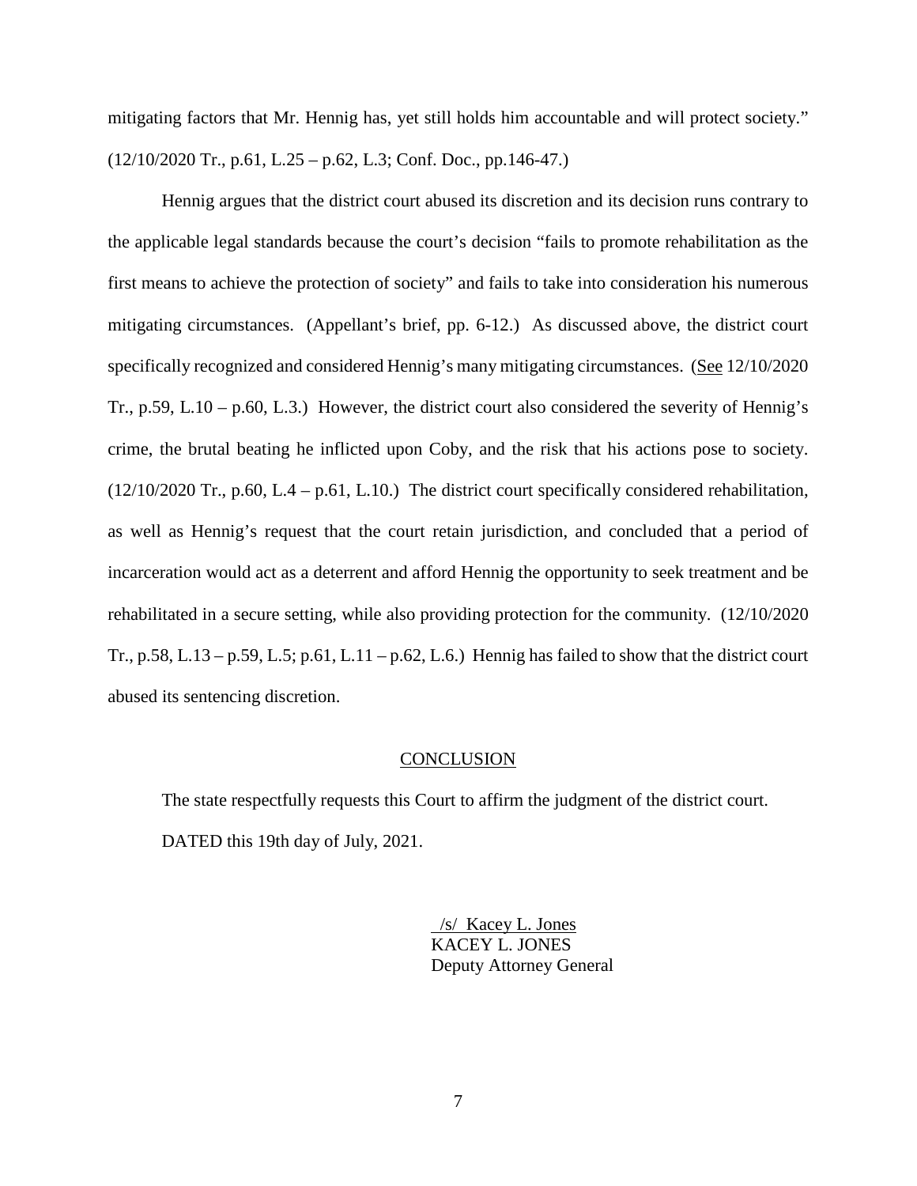mitigating factors that Mr. Hennig has, yet still holds him accountable and will protect society." (12/10/2020 Tr., p.61, L.25 – p.62, L.3; Conf. Doc., pp.146-47.)

Hennig argues that the district court abused its discretion and its decision runs contrary to the applicable legal standards because the court's decision "fails to promote rehabilitation as the first means to achieve the protection of society" and fails to take into consideration his numerous mitigating circumstances. (Appellant's brief, pp. 6-12.) As discussed above, the district court specifically recognized and considered Hennig's many mitigating circumstances. (See 12/10/2020 Tr., p.59, L.10 – p.60, L.3.) However, the district court also considered the severity of Hennig's crime, the brutal beating he inflicted upon Coby, and the risk that his actions pose to society. (12/10/2020 Tr., p.60, L.4 – p.61, L.10.) The district court specifically considered rehabilitation, as well as Hennig's request that the court retain jurisdiction, and concluded that a period of incarceration would act as a deterrent and afford Hennig the opportunity to seek treatment and be rehabilitated in a secure setting, while also providing protection for the community. (12/10/2020 Tr., p.58, L.13 – p.59, L.5; p.61, L.11 – p.62, L.6.) Hennig has failed to show that the district court abused its sentencing discretion.

## CONCLUSION

The state respectfully requests this Court to affirm the judgment of the district court.

DATED this 19th day of July, 2021.

/s/ Kacey L. Jones
KACEY L. JONES
Deputy Attorney General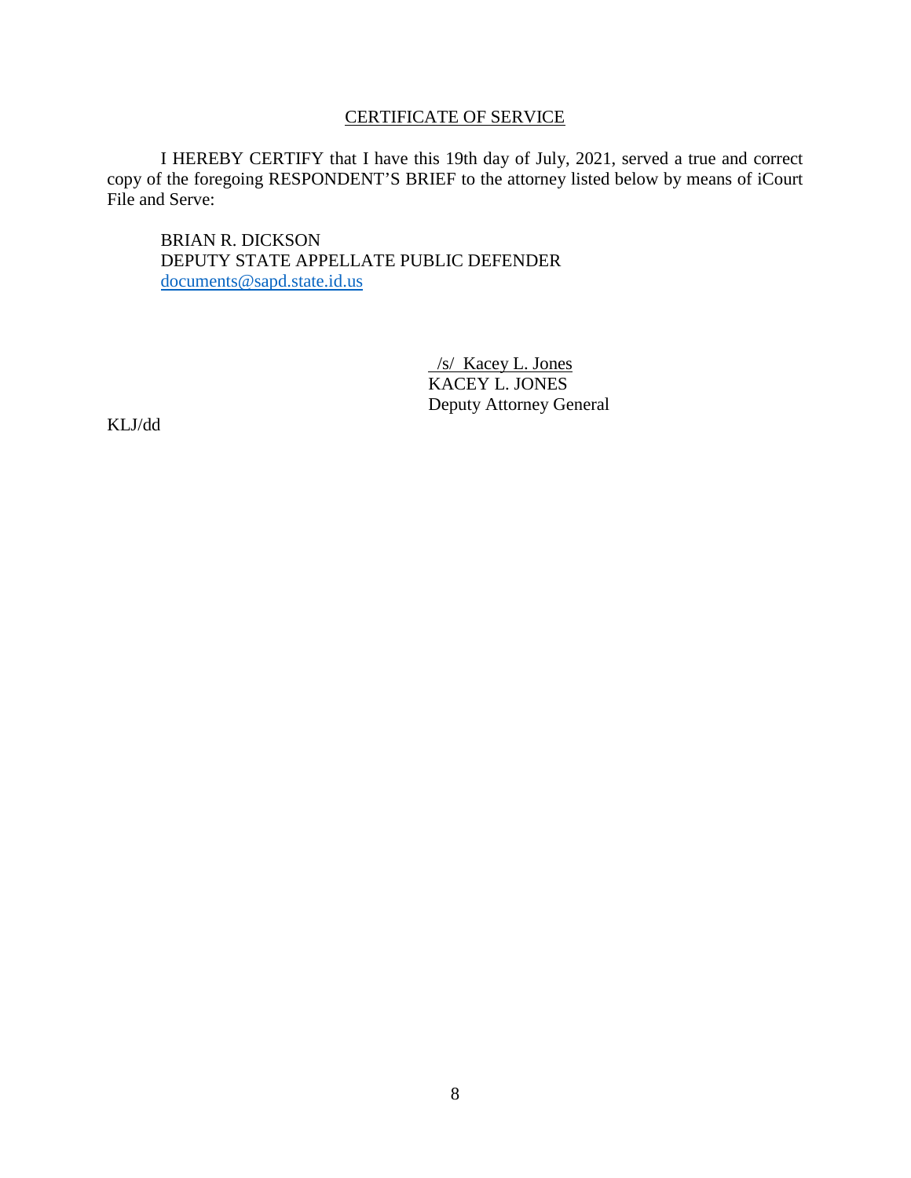## CERTIFICATE OF SERVICE

I HEREBY CERTIFY that I have this 19th day of July, 2021, served a true and correct copy of the foregoing RESPONDENT'S BRIEF to the attorney listed below by means of iCourt File and Serve:

BRIAN R. DICKSON  
DEPUTY STATE APPELLATE PUBLIC DEFENDER  
documents@sapd.state.id.us

/s/ Kacey L. Jones  
KACEY L. JONES  
Deputy Attorney General

KLJ/dd